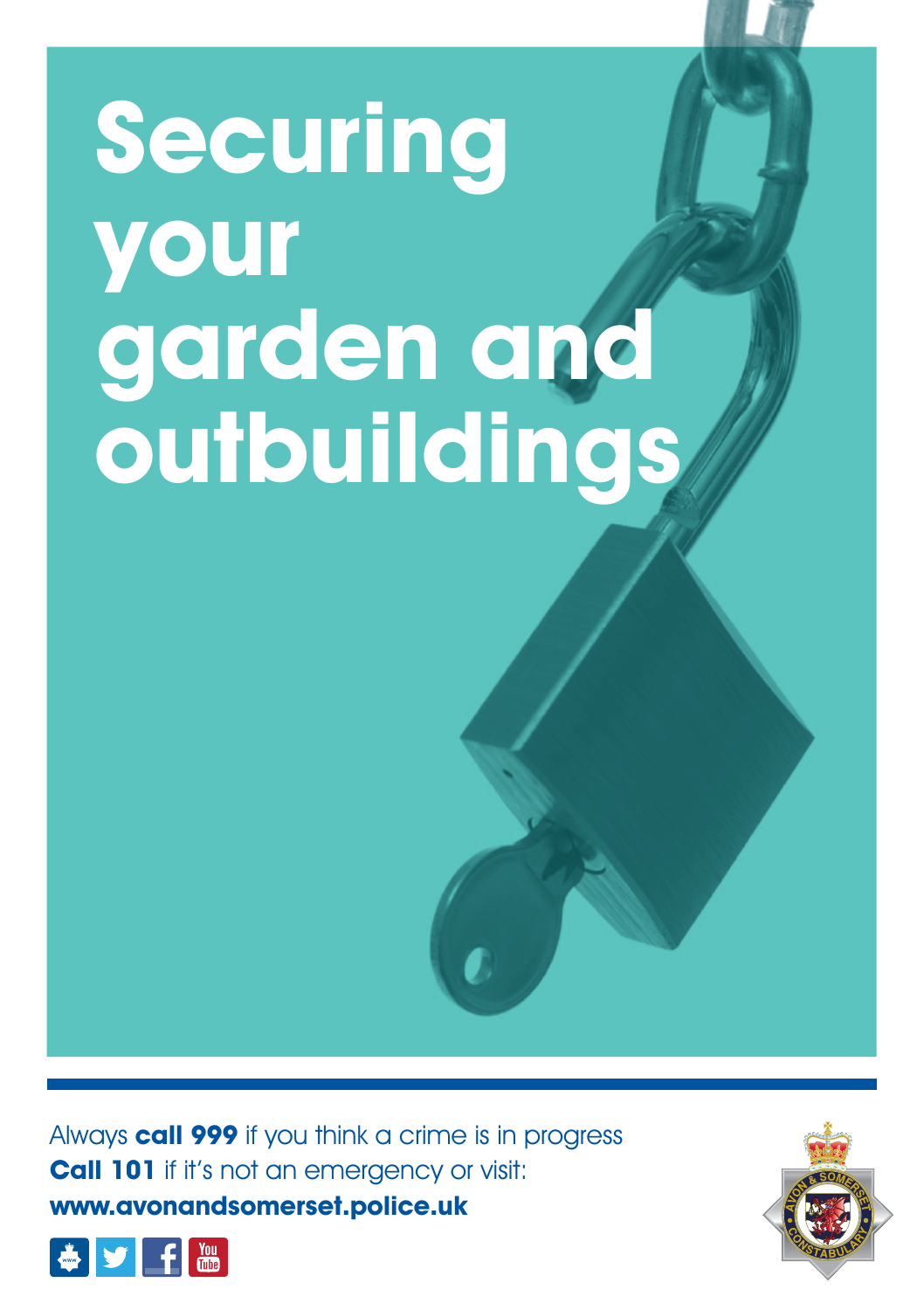# Securing your garden and outbuildings

Always **call 999** if you think a crime is in progress
**Call 101** if it's not an emergency or visit:
**www.avonandsomerset.police.uk**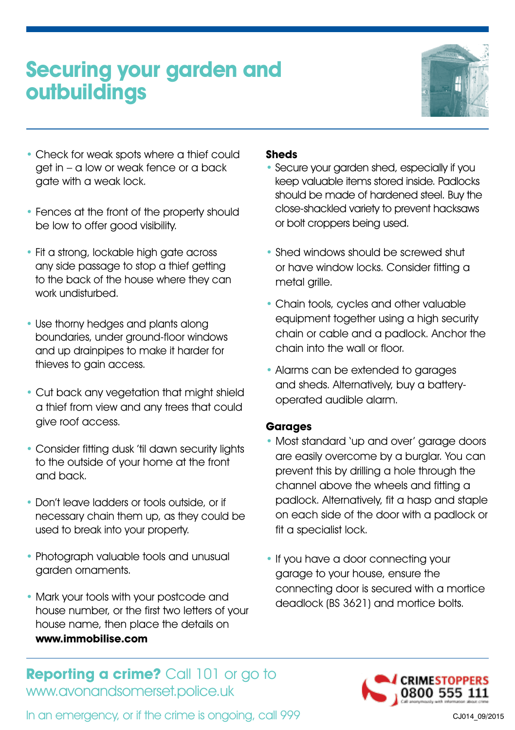# Securing your garden and outbuildings

- Check for weak spots where a thief could get in – a low or weak fence or a back gate with a weak lock.
- Fences at the front of the property should be low to offer good visibility.
- Fit a strong, lockable high gate across any side passage to stop a thief getting to the back of the house where they can work undisturbed.
- Use thorny hedges and plants along boundaries, under ground-floor windows and up drainpipes to make it harder for thieves to gain access.
- Cut back any vegetation that might shield a thief from view and any trees that could give roof access.
- Consider fitting dusk 'til dawn security lights to the outside of your home at the front and back.
- Don't leave ladders or tools outside, or if necessary chain them up, as they could be used to break into your property.
- Photograph valuable tools and unusual garden ornaments.
- Mark your tools with your postcode and house number, or the first two letters of your house name, then place the details on **www.immobilise.com**

### Sheds

- Secure your garden shed, especially if you keep valuable items stored inside. Padlocks should be made of hardened steel. Buy the close-shackled variety to prevent hacksaws or bolt croppers being used.
- Shed windows should be screwed shut or have window locks. Consider fitting a metal grille.
- Chain tools, cycles and other valuable equipment together using a high security chain or cable and a padlock. Anchor the chain into the wall or floor.
- Alarms can be extended to garages and sheds. Alternatively, buy a battery-operated audible alarm.

### Garages

- Most standard 'up and over' garage doors are easily overcome by a burglar. You can prevent this by drilling a hole through the channel above the wheels and fitting a padlock. Alternatively, fit a hasp and staple on each side of the door with a padlock or fit a specialist lock.
- If you have a door connecting your garage to your house, ensure the connecting door is secured with a mortice deadlock (BS 3621) and mortice bolts.

**Reporting a crime?** Call 101 or go to www.avonandsomerset.police.uk

In an emergency, or if the crime is ongoing, call 999

CRIMESTOPPERS 0800 555 111

Call anonymously with information about crime

CJ014_09/2015